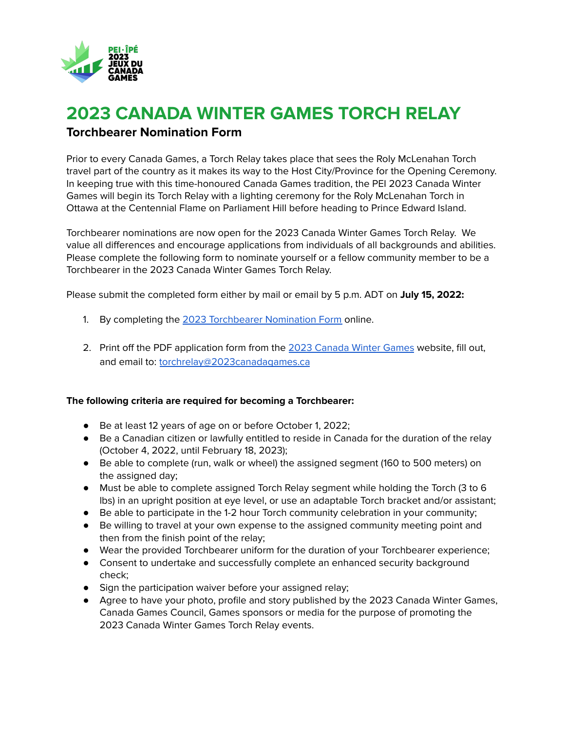# 2023 CANADA WINTER GAMES TORCH RELAY

## Torchbearer Nomination Form

Prior to every Canada Games, a Torch Relay takes place that sees the Roly McLenahan Torch travel part of the country as it makes its way to the Host City/Province for the Opening Ceremony. In keeping true with this time-honoured Canada Games tradition, the PEI 2023 Canada Winter Games will begin its Torch Relay with a lighting ceremony for the Roly McLenahan Torch in Ottawa at the Centennial Flame on Parliament Hill before heading to Prince Edward Island.

Torchbearer nominations are now open for the 2023 Canada Winter Games Torch Relay. We value all differences and encourage applications from individuals of all backgrounds and abilities. Please complete the following form to nominate yourself or a fellow community member to be a Torchbearer in the 2023 Canada Winter Games Torch Relay.

Please submit the completed form either by mail or email by 5 p.m. ADT on **July 15, 2022:**

1. By completing the 2023 Torchbearer Nomination Form online.
2. Print off the PDF application form from the 2023 Canada Winter Games website, fill out, and email to: torchrelay@2023canadagames.ca

**The following criteria are required for becoming a Torchbearer:**

- Be at least 12 years of age on or before October 1, 2022;
- Be a Canadian citizen or lawfully entitled to reside in Canada for the duration of the relay (October 4, 2022, until February 18, 2023);
- Be able to complete (run, walk or wheel) the assigned segment (160 to 500 meters) on the assigned day;
- Must be able to complete assigned Torch Relay segment while holding the Torch (3 to 6 lbs) in an upright position at eye level, or use an adaptable Torch bracket and/or assistant;
- Be able to participate in the 1-2 hour Torch community celebration in your community;
- Be willing to travel at your own expense to the assigned community meeting point and then from the finish point of the relay;
- Wear the provided Torchbearer uniform for the duration of your Torchbearer experience;
- Consent to undertake and successfully complete an enhanced security background check;
- Sign the participation waiver before your assigned relay;
- Agree to have your photo, profile and story published by the 2023 Canada Winter Games, Canada Games Council, Games sponsors or media for the purpose of promoting the 2023 Canada Winter Games Torch Relay events.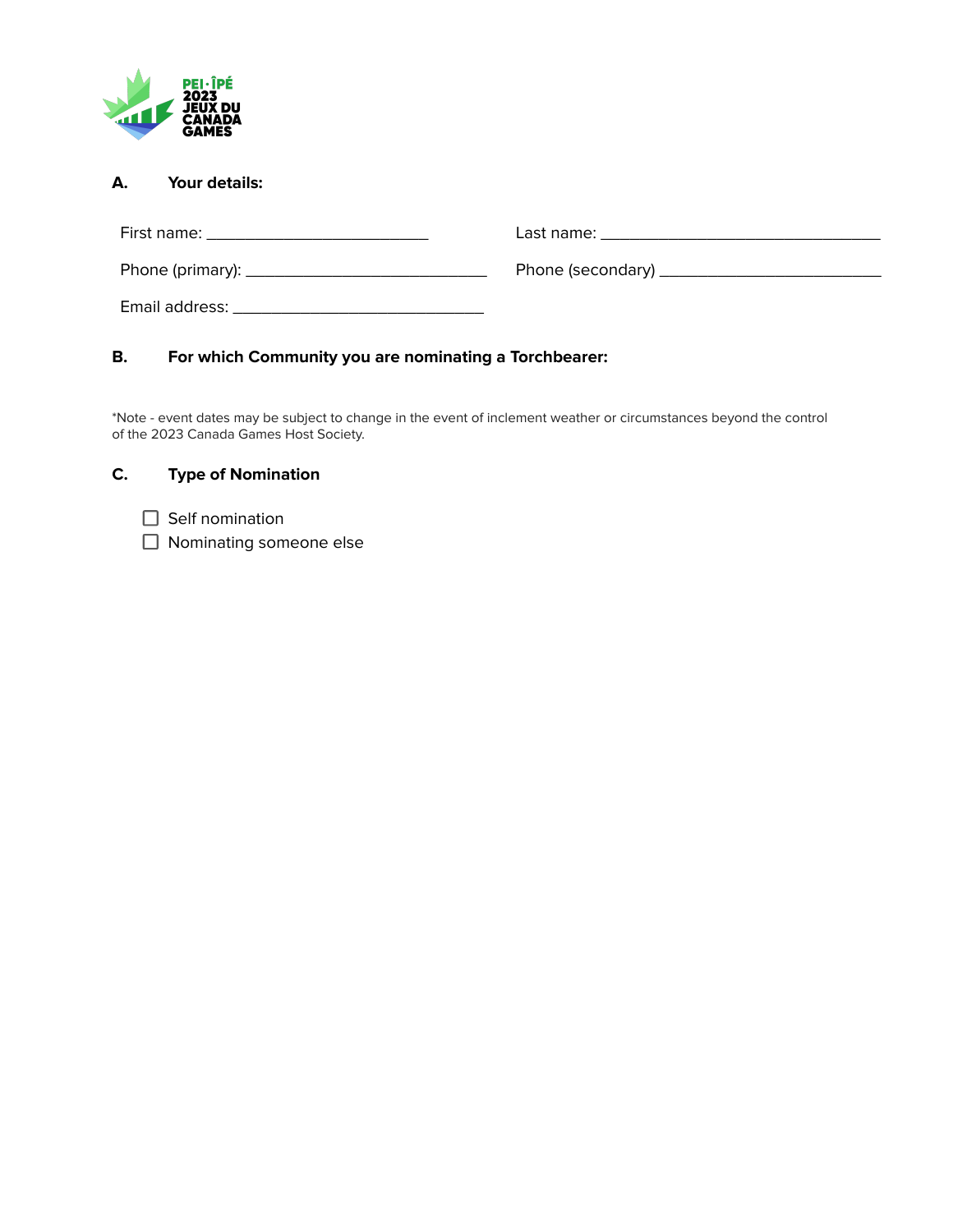PEI · ÎPÉ 2023 JEUX DU CANADA GAMES

## A. Your details:

First name: ___________________________ Last name: __________________________________

Phone (primary): _____________________________ Phone (secondary) ___________________________

Email address: _______________________________

## B. For which Community you are nominating a Torchbearer:

*Note - event dates may be subject to change in the event of inclement weather or circumstances beyond the control of the 2023 Canada Games Host Society.

## C. Type of Nomination

- ☐ Self nomination
- ☐ Nominating someone else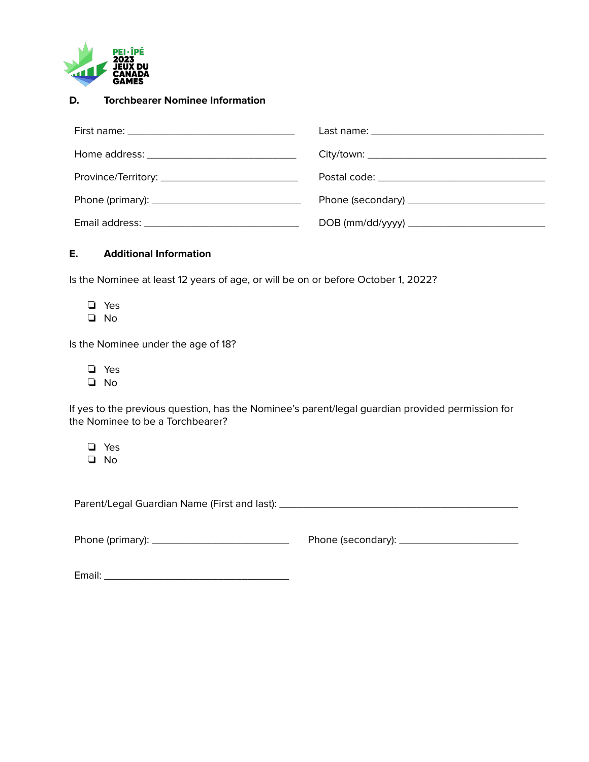PEI · ÎPÉ 2023 JEUX DU CANADA GAMES

## D. Torchbearer Nominee Information

First name: ______________________________ Last name: ______________________________

Home address: ______________________________ City/town: ______________________________

Province/Territory: ______________________________ Postal code: ______________________________

Phone (primary): ______________________________ Phone (secondary) ______________________________

Email address: ______________________________ DOB (mm/dd/yyyy) ______________________________

## E. Additional Information

Is the Nominee at least 12 years of age, or will be on or before October 1, 2022?

- ❏ Yes
- ❏ No

Is the Nominee under the age of 18?

- ❏ Yes
- ❏ No

If yes to the previous question, has the Nominee's parent/legal guardian provided permission for the Nominee to be a Torchbearer?

- ❏ Yes
- ❏ No

Parent/Legal Guardian Name (First and last): ____________________________________________

Phone (primary): ______________________________ Phone (secondary): ______________________________

Email: ______________________________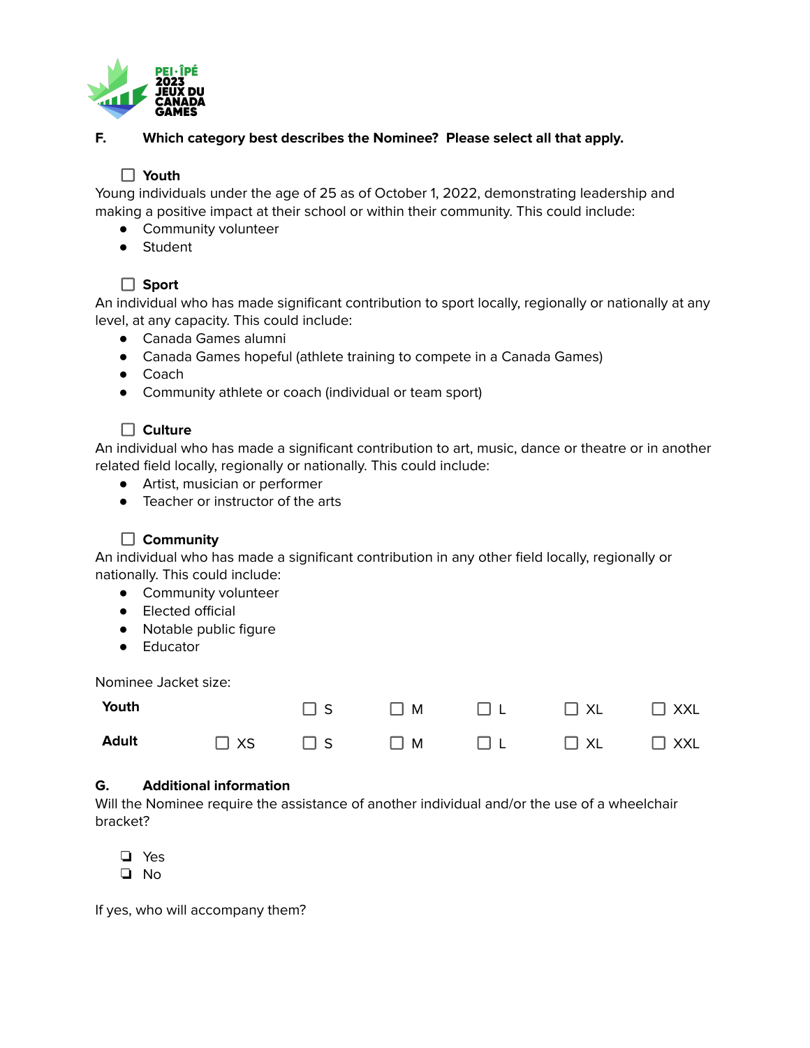**F. Which category best describes the Nominee? Please select all that apply.**

☐ **Youth**

Young individuals under the age of 25 as of October 1, 2022, demonstrating leadership and making a positive impact at their school or within their community. This could include:

- Community volunteer
- Student

☐ **Sport**

An individual who has made significant contribution to sport locally, regionally or nationally at any level, at any capacity. This could include:

- Canada Games alumni
- Canada Games hopeful (athlete training to compete in a Canada Games)
- Coach
- Community athlete or coach (individual or team sport)

☐ **Culture**

An individual who has made a significant contribution to art, music, dance or theatre or in another related field locally, regionally or nationally. This could include:

- Artist, musician or performer
- Teacher or instructor of the arts

☐ **Community**

An individual who has made a significant contribution in any other field locally, regionally or nationally. This could include:

- Community volunteer
- Elected official
- Notable public figure
- Educator

Nominee Jacket size:

| | | | | | | |
|---|---|---|---|---|---|---|
| **Youth** | | ☐ S | ☐ M | ☐ L | ☐ XL | ☐ XXL |
| **Adult** | ☐ XS | ☐ S | ☐ M | ☐ L | ☐ XL | ☐ XXL |

**G. Additional information**

Will the Nominee require the assistance of another individual and/or the use of a wheelchair bracket?

- ☐ Yes
- ☐ No

If yes, who will accompany them?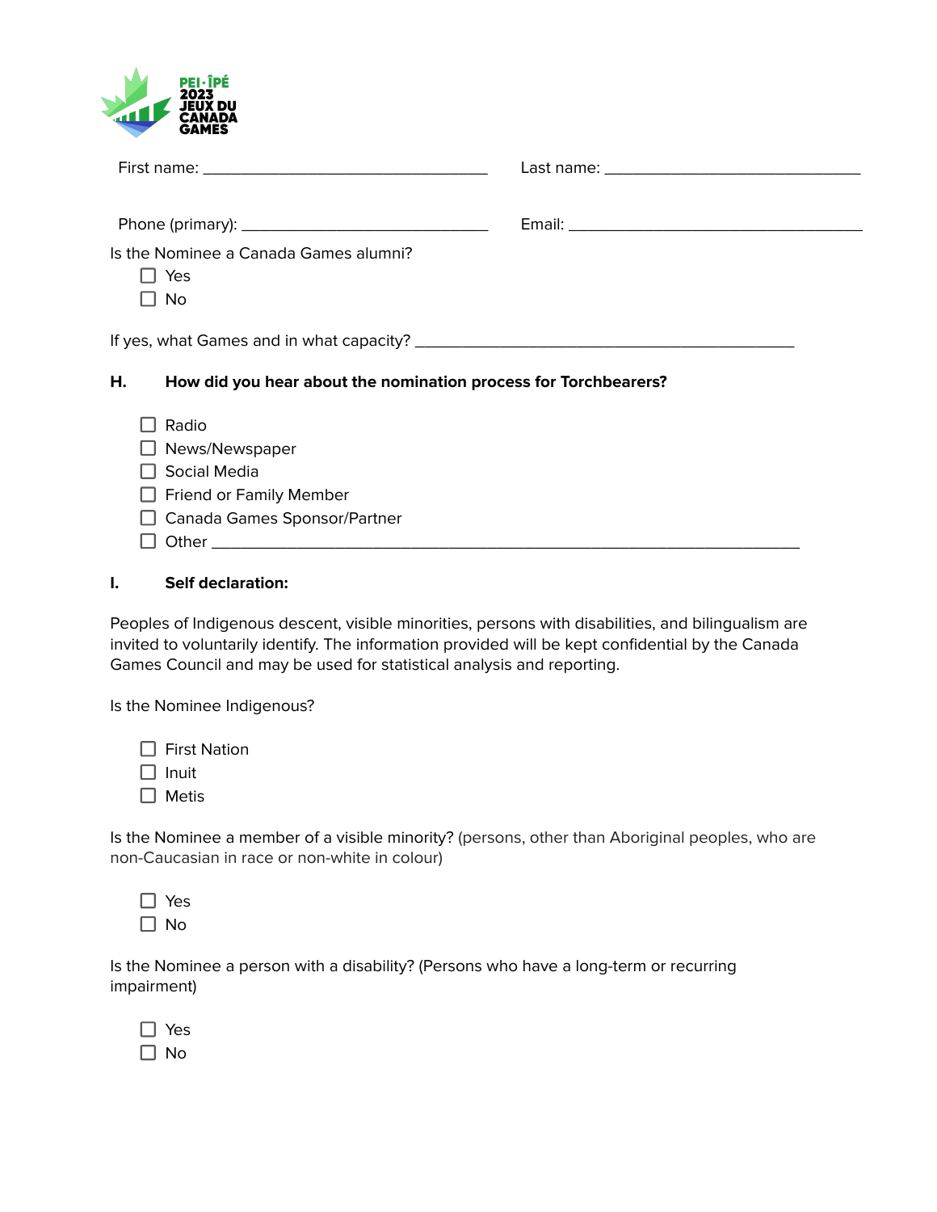First name: ______________________________ Last name: ______________________________

Phone (primary): ______________________________ Email: ______________________________

Is the Nominee a Canada Games alumni?

- ☐ Yes
- ☐ No

If yes, what Games and in what capacity? ______________________________

**H. How did you hear about the nomination process for Torchbearers?**

- ☐ Radio
- ☐ News/Newspaper
- ☐ Social Media
- ☐ Friend or Family Member
- ☐ Canada Games Sponsor/Partner
- ☐ Other ______________________________

**I. Self declaration:**

Peoples of Indigenous descent, visible minorities, persons with disabilities, and bilingualism are invited to voluntarily identify. The information provided will be kept confidential by the Canada Games Council and may be used for statistical analysis and reporting.

Is the Nominee Indigenous?

- ☐ First Nation
- ☐ Inuit
- ☐ Metis

Is the Nominee a member of a visible minority? (persons, other than Aboriginal peoples, who are non-Caucasian in race or non-white in colour)

- ☐ Yes
- ☐ No

Is the Nominee a person with a disability? (Persons who have a long-term or recurring impairment)

- ☐ Yes
- ☐ No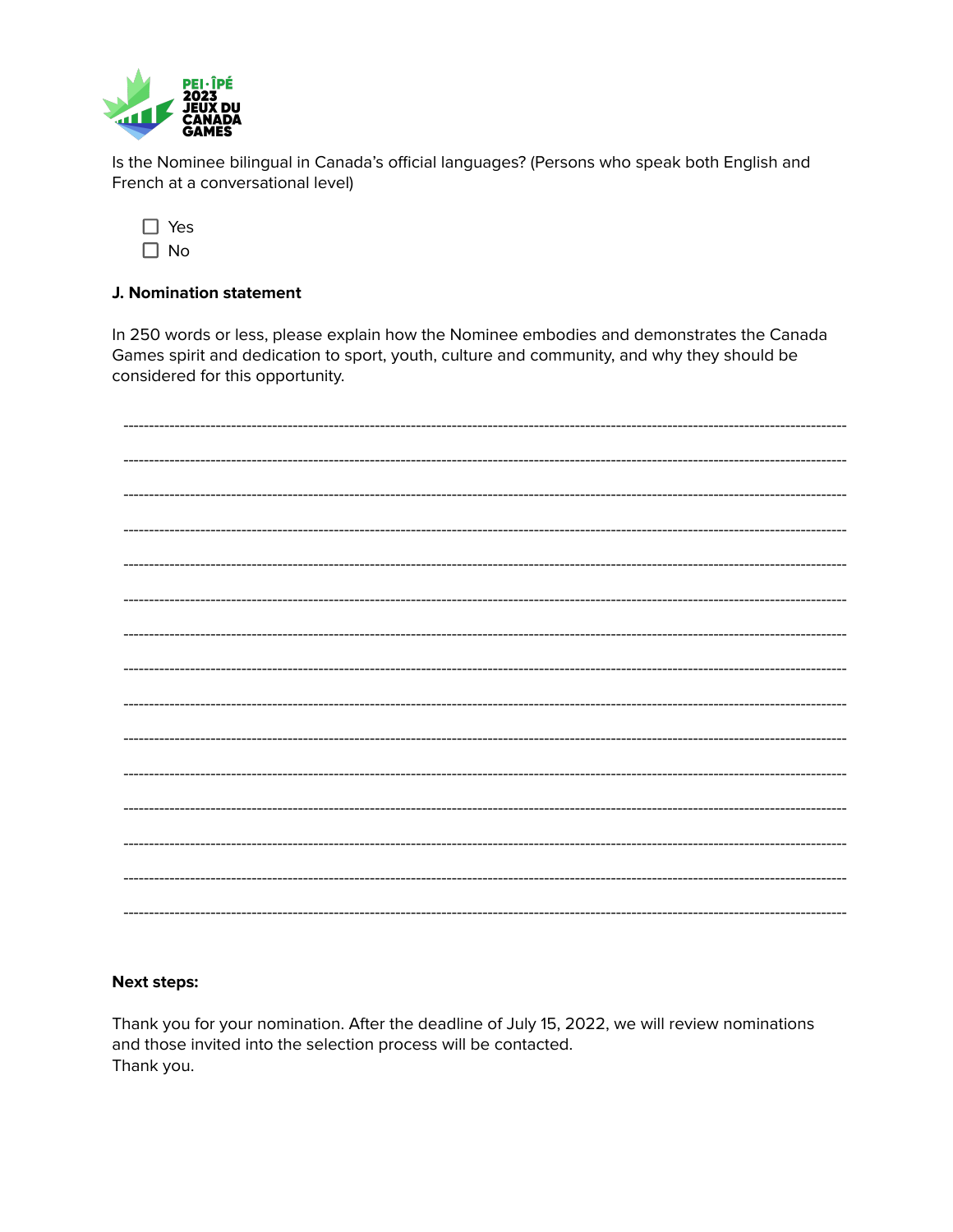Is the Nominee bilingual in Canada's official languages? (Persons who speak both English and French at a conversational level)

- ☐ Yes
- ☐ No

**J. Nomination statement**

In 250 words or less, please explain how the Nominee embodies and demonstrates the Canada Games spirit and dedication to sport, youth, culture and community, and why they should be considered for this opportunity.

-------------------------------------------------------------------------------------------------------------------

-------------------------------------------------------------------------------------------------------------------

-------------------------------------------------------------------------------------------------------------------

-------------------------------------------------------------------------------------------------------------------

-------------------------------------------------------------------------------------------------------------------

-------------------------------------------------------------------------------------------------------------------

-------------------------------------------------------------------------------------------------------------------

-------------------------------------------------------------------------------------------------------------------

-------------------------------------------------------------------------------------------------------------------

-------------------------------------------------------------------------------------------------------------------

-------------------------------------------------------------------------------------------------------------------

-------------------------------------------------------------------------------------------------------------------

-------------------------------------------------------------------------------------------------------------------

-------------------------------------------------------------------------------------------------------------------

-------------------------------------------------------------------------------------------------------------------

**Next steps:**

Thank you for your nomination. After the deadline of July 15, 2022, we will review nominations and those invited into the selection process will be contacted.
Thank you.